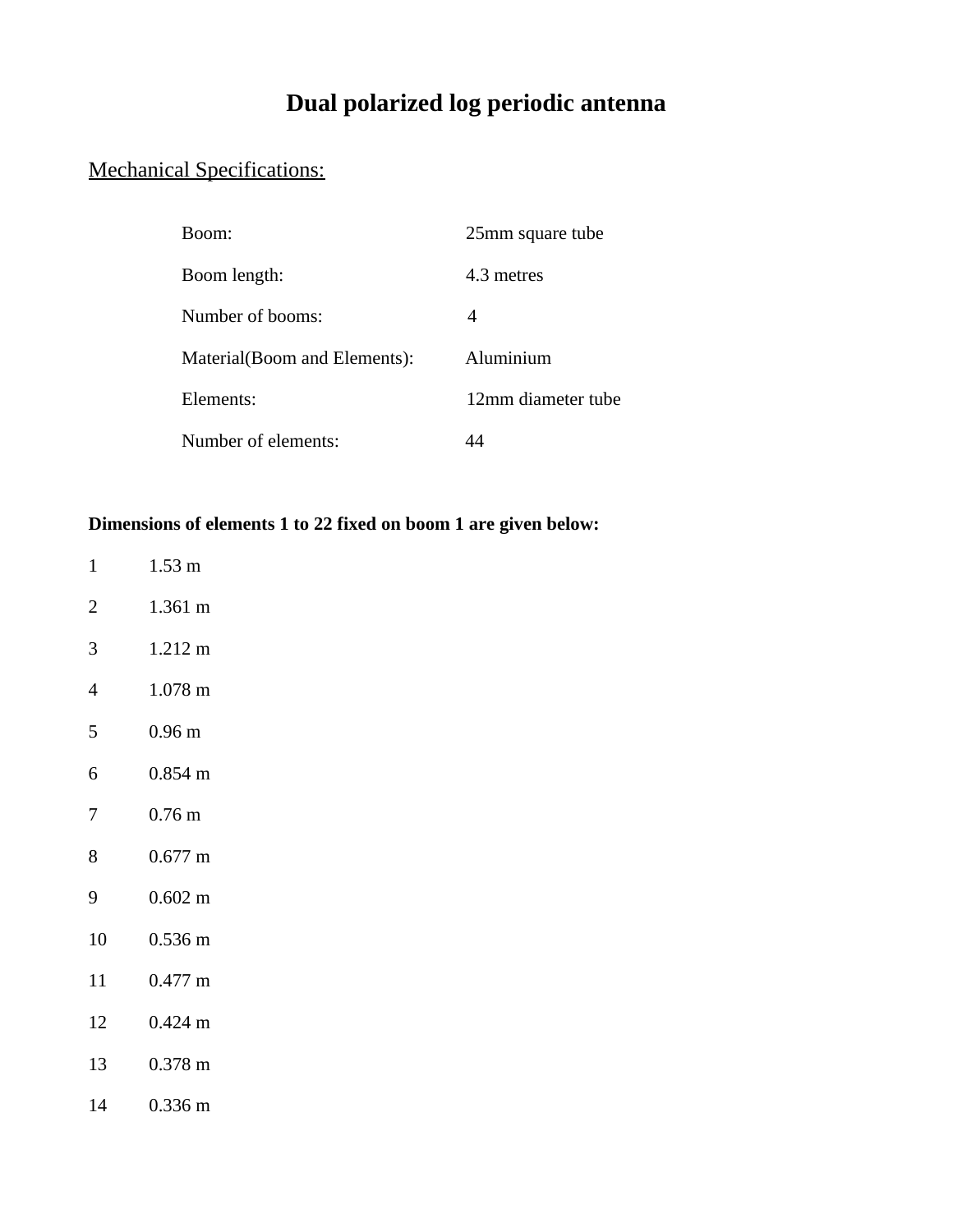# Dual polarized log periodic antenna

## Mechanical Specifications:

| | |
|---|---|
| Boom: | 25mm square tube |
| Boom length: | 4.3 metres |
| Number of booms: | 4 |
| Material(Boom and Elements): | Aluminium |
| Elements: | 12mm diameter tube |
| Number of elements: | 44 |

**Dimensions of elements 1 to 22 fixed on boom 1 are given below:**

| | |
|---|---|
| 1 | 1.53 m |
| 2 | 1.361 m |
| 3 | 1.212 m |
| 4 | 1.078 m |
| 5 | 0.96 m |
| 6 | 0.854 m |
| 7 | 0.76 m |
| 8 | 0.677 m |
| 9 | 0.602 m |
| 10 | 0.536 m |
| 11 | 0.477 m |
| 12 | 0.424 m |
| 13 | 0.378 m |
| 14 | 0.336 m |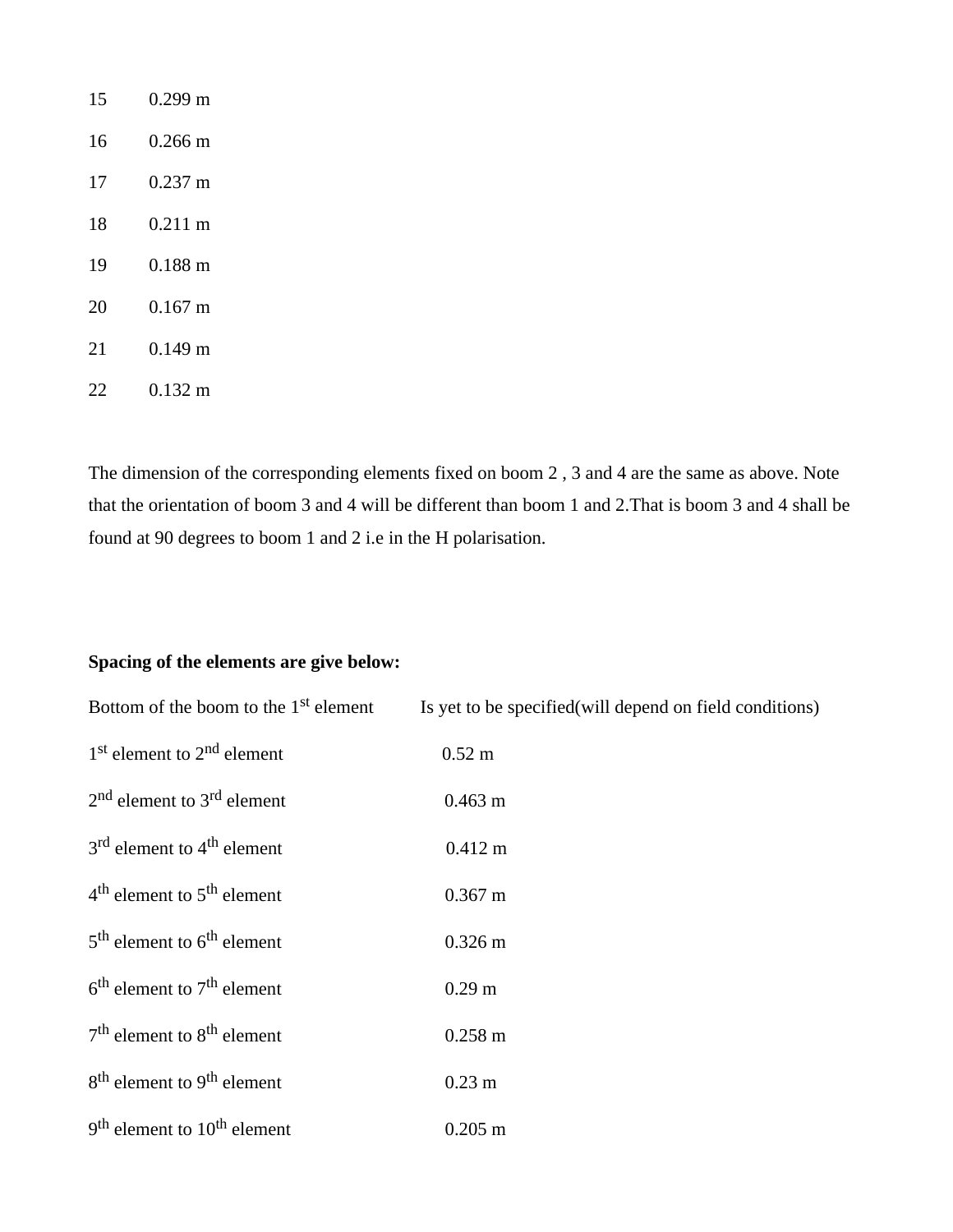| | |
|---|---|
| 15 | 0.299 m |
| 16 | 0.266 m |
| 17 | 0.237 m |
| 18 | 0.211 m |
| 19 | 0.188 m |
| 20 | 0.167 m |
| 21 | 0.149 m |
| 22 | 0.132 m |

The dimension of the corresponding elements fixed on boom 2 , 3 and 4 are the same as above. Note that the orientation of boom 3 and 4 will be different than boom 1 and 2.That is boom 3 and 4 shall be found at 90 degrees to boom 1 and 2 i.e in the H polarisation.

**Spacing of the elements are give below:**

| | |
|---|---|
| Bottom of the boom to the 1st element | Is yet to be specified(will depend on field conditions) |
| 1st element to 2nd element | 0.52 m |
| 2nd element to 3rd element | 0.463 m |
| 3rd element to 4th element | 0.412 m |
| 4th element to 5th element | 0.367 m |
| 5th element to 6th element | 0.326 m |
| 6th element to 7th element | 0.29 m |
| 7th element to 8th element | 0.258 m |
| 8th element to 9th element | 0.23 m |
| 9th element to 10th element | 0.205 m |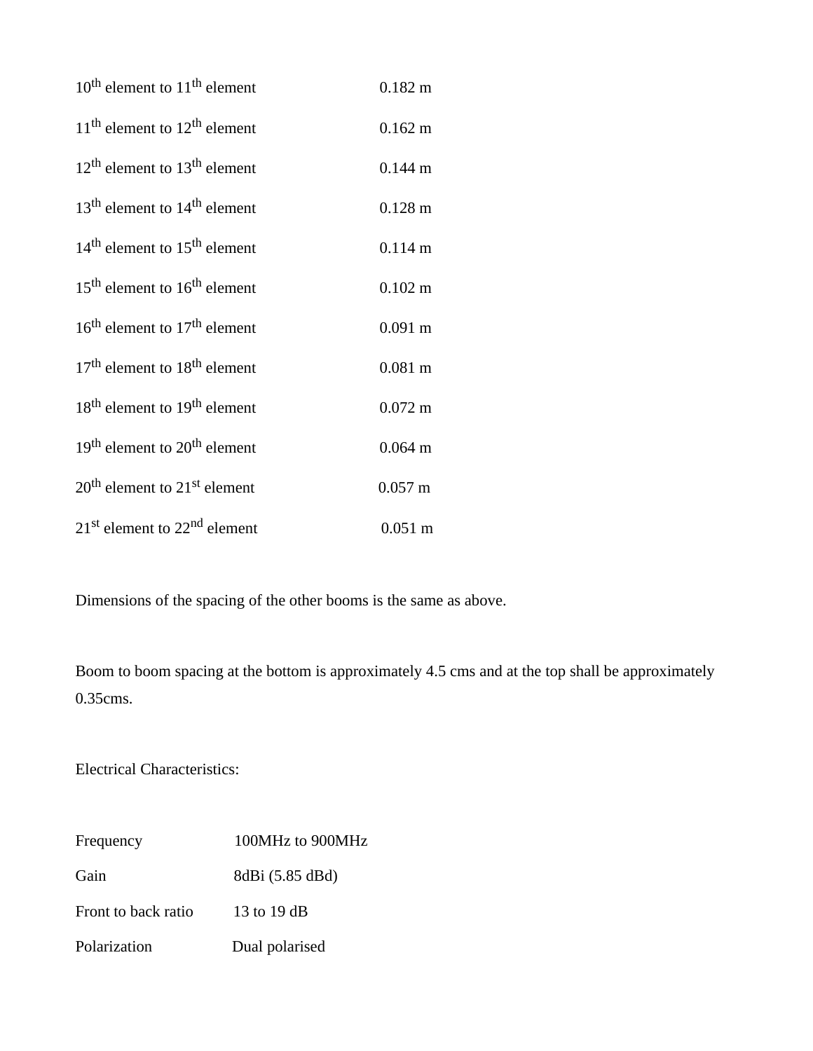| | |
|---|---|
| 10th element to 11th element | 0.182 m |
| 11th element to 12th element | 0.162 m |
| 12th element to 13th element | 0.144 m |
| 13th element to 14th element | 0.128 m |
| 14th element to 15th element | 0.114 m |
| 15th element to 16th element | 0.102 m |
| 16th element to 17th element | 0.091 m |
| 17th element to 18th element | 0.081 m |
| 18th element to 19th element | 0.072 m |
| 19th element to 20th element | 0.064 m |
| 20th element to 21st element | 0.057 m |
| 21st element to 22nd element | 0.051 m |

Dimensions of the spacing of the other booms is the same as above.

Boom to boom spacing at the bottom is approximately 4.5 cms and at the top shall be approximately 0.35cms.

Electrical Characteristics:

| | |
|---|---|
| Frequency | 100MHz to 900MHz |
| Gain | 8dBi (5.85 dBd) |
| Front to back ratio | 13 to 19 dB |
| Polarization | Dual polarised |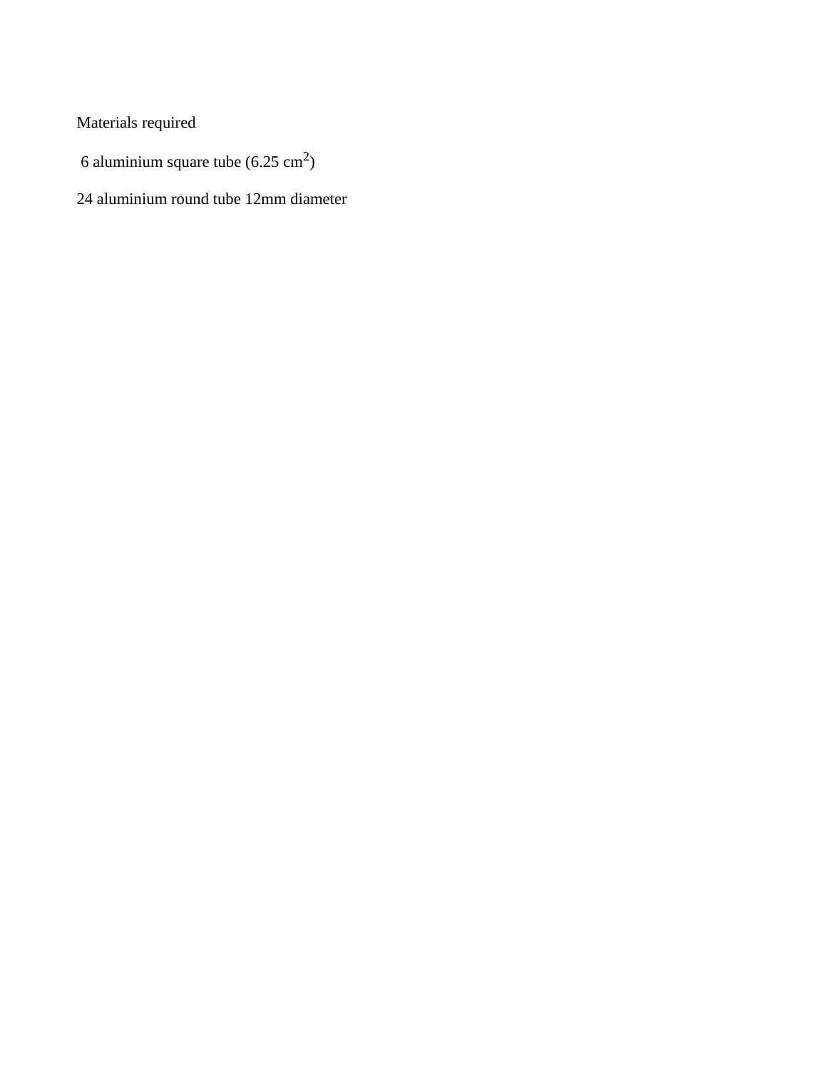Materials required

6 aluminium square tube (6.25 $cm^2$)

24 aluminium round tube 12mm diameter